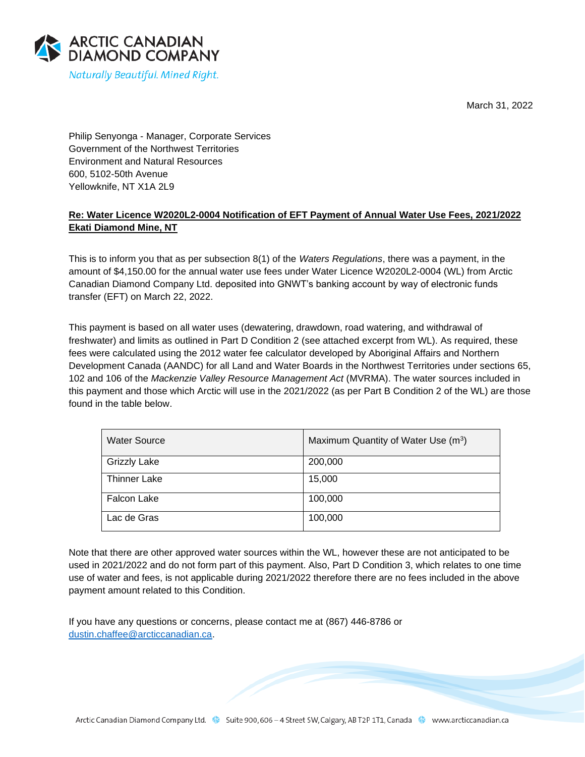**ARCTIC CANADIAN DIAMOND COMPANY**
*Naturally Beautiful. Mined Right.*

March 31, 2022

Philip Senyonga - Manager, Corporate Services
Government of the Northwest Territories
Environment and Natural Resources
600, 5102-50th Avenue
Yellowknife, NT X1A 2L9

**Re: Water Licence W2020L2-0004 Notification of EFT Payment of Annual Water Use Fees, 2021/2022 Ekati Diamond Mine, NT**

This is to inform you that as per subsection 8(1) of the *Waters Regulations*, there was a payment, in the amount of $4,150.00 for the annual water use fees under Water Licence W2020L2-0004 (WL) from Arctic Canadian Diamond Company Ltd. deposited into GNWT's banking account by way of electronic funds transfer (EFT) on March 22, 2022.

This payment is based on all water uses (dewatering, drawdown, road watering, and withdrawal of freshwater) and limits as outlined in Part D Condition 2 (see attached excerpt from WL). As required, these fees were calculated using the 2012 water fee calculator developed by Aboriginal Affairs and Northern Development Canada (AANDC) for all Land and Water Boards in the Northwest Territories under sections 65, 102 and 106 of the *Mackenzie Valley Resource Management Act* (MVRMA). The water sources included in this payment and those which Arctic will use in the 2021/2022 (as per Part B Condition 2 of the WL) are those found in the table below.

| Water Source | Maximum Quantity of Water Use ($m^3$) |
|---|---|
| Grizzly Lake | 200,000 |
| Thinner Lake | 15,000 |
| Falcon Lake | 100,000 |
| Lac de Gras | 100,000 |

Note that there are other approved water sources within the WL, however these are not anticipated to be used in 2021/2022 and do not form part of this payment. Also, Part D Condition 3, which relates to one time use of water and fees, is not applicable during 2021/2022 therefore there are no fees included in the above payment amount related to this Condition.

If you have any questions or concerns, please contact me at (867) 446-8786 or dustin.chaffee@arcticcanadian.ca.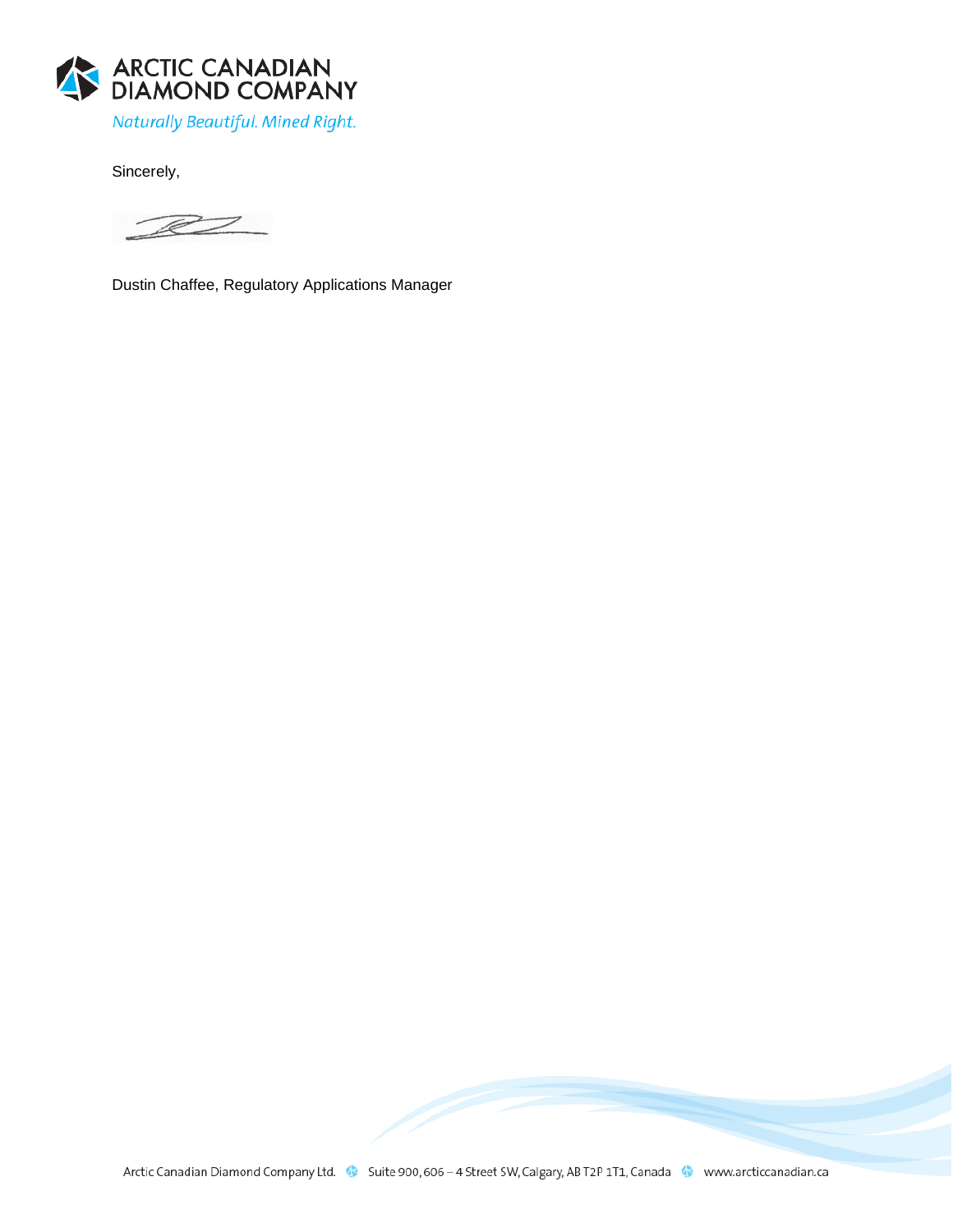Sincerely,

Dustin Chaffee, Regulatory Applications Manager